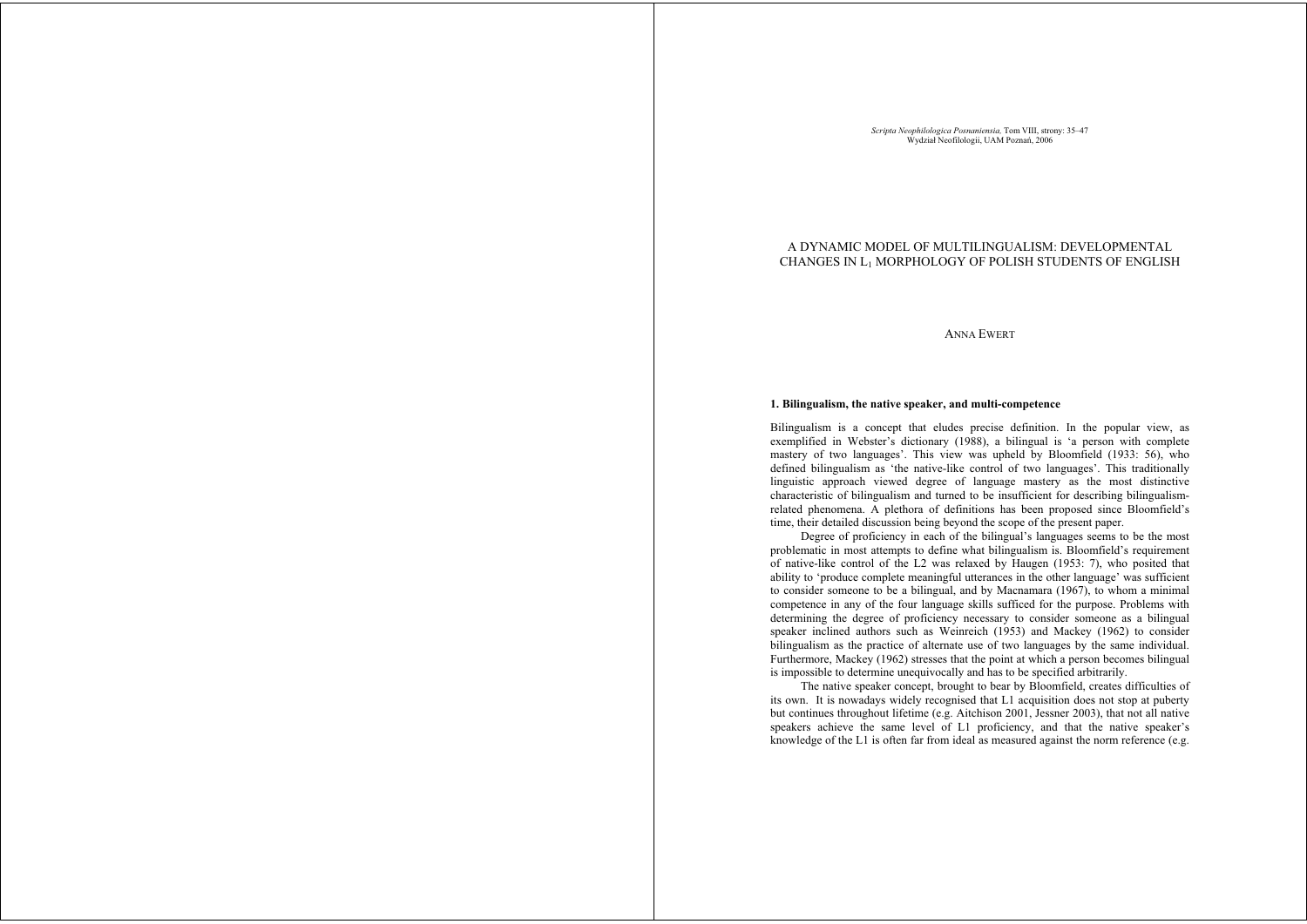# A DYNAMIC MODEL OF MULTILINGUALISM: DEVELOPMENTAL CHANGES IN $L_1$ MORPHOLOGY OF POLISH STUDENTS OF ENGLISH

ANNA EWERT

## 1. Bilingualism, the native speaker, and multi-competence

Bilingualism is a concept that eludes precise definition. In the popular view, as exemplified in Webster's dictionary (1988), a bilingual is 'a person with complete mastery of two languages'. This view was upheld by Bloomfield (1933: 56), who defined bilingualism as 'the native-like control of two languages'. This traditionally linguistic approach viewed degree of language mastery as the most distinctive characteristic of bilingualism and turned to be insufficient for describing bilingualism-related phenomena. A plethora of definitions has been proposed since Bloomfield's time, their detailed discussion being beyond the scope of the present paper.

Degree of proficiency in each of the bilingual's languages seems to be the most problematic in most attempts to define what bilingualism is. Bloomfield's requirement of native-like control of the L2 was relaxed by Haugen (1953: 7), who posited that ability to 'produce complete meaningful utterances in the other language' was sufficient to consider someone to be a bilingual, and by Macnamara (1967), to whom a minimal competence in any of the four language skills sufficed for the purpose. Problems with determining the degree of proficiency necessary to consider someone as a bilingual speaker inclined authors such as Weinreich (1953) and Mackey (1962) to consider bilingualism as the practice of alternate use of two languages by the same individual. Furthermore, Mackey (1962) stresses that the point at which a person becomes bilingual is impossible to determine unequivocally and has to be specified arbitrarily.

The native speaker concept, brought to bear by Bloomfield, creates difficulties of its own. It is nowadays widely recognised that L1 acquisition does not stop at puberty but continues throughout lifetime (e.g. Aitchison 2001, Jessner 2003), that not all native speakers achieve the same level of L1 proficiency, and that the native speaker's knowledge of the L1 is often far from ideal as measured against the norm reference (e.g.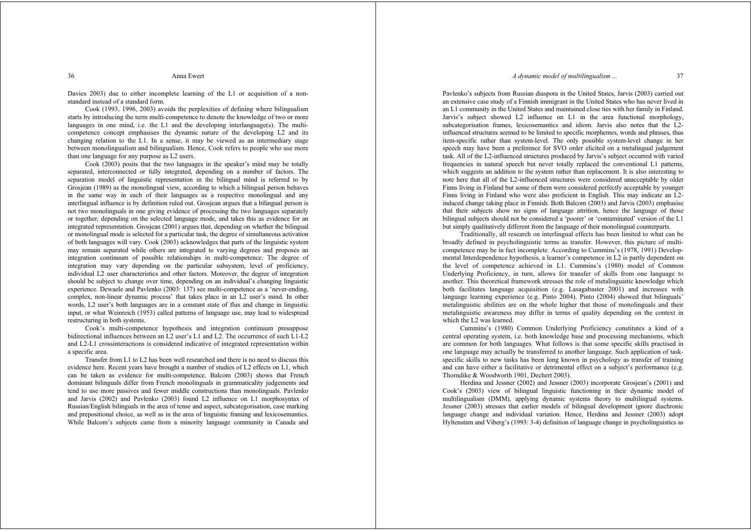Davies 2003) due to either incomplete learning of the L1 or acquisition of a non-standard instead of a standard form.

Cook (1993, 1996, 2003) avoids the perplexities of defining where bilingualism starts by introducing the term multi-competence to denote the knowledge of two or more languages in one mind, i.e. the L1 and the developing interlanguage(s). The multi-competence concept emphasises the dynamic nature of the developing L2 and its changing relation to the L1. In a sense, it may be viewed as an intermediary stage between monolingualism and bilingualism. Hence, Cook refers to people who use more than one language for any purpose as L2 users.

Cook (2003) posits that the two languages in the speaker's mind may be totally separated, interconnected or fully integrated, depending on a number of factors. The separation model of linguistic representation in the bilingual mind is referred to by Grosjean (1989) as the monolingual view, according to which a bilingual person behaves in the same way in each of their languages as a respective monolingual and any interlingual influence is by definition ruled out. Grosjean argues that a bilingual person is not two monolinguals in one giving evidence of processing the two languages separately or together, depending on the selected language mode, and takes this as evidence for an integrated representation. Grosjean (2001) argues that, depending on whether the bilingual or monolingual mode is selected for a particular task, the degree of simultaneous activation of both languages will vary. Cook (2003) acknowledges that parts of the linguistic system may remain separated while others are integrated to varying degrees and proposes an integration continuum of possible relationships in multi-competence. The degree of integration may vary depending on the particular subsystem, level of proficiency, individual L2 user characteristics and other factors. Moreover, the degree of integration should be subject to change over time, depending on an individual's changing linguistic experience. Dewaele and Pavlenko (2003: 137) see multi-competence as a 'never-ending, complex, non-linear dynamic process' that takes place in an L2 user's mind. In other words, L2 user's both languages are in a constant state of flux and change in linguistic input, or what Weinreich (1953) called patterns of language use, may lead to widespread restructuring in both systems.

Cook's multi-competence hypothesis and integration continuum presuppose bidirectional influences between an L2 user's L1 and L2. The occurrence of such L1-L2 and L2-L1 crossinteractions is considered indicative of integrated representation within a specific area.

Transfer from L1 to L2 has been well researched and there is no need to discuss this evidence here. Recent years have brought a number of studies of L2 effects on L1, which can be taken as evidence for multi-competence. Balcom (2003) shows that French dominant bilinguals differ from French monolinguals in grammaticality judgements and tend to use more passives and fewer middle constructions than monolinguals. Pavlenko and Jarvis (2002) and Pavlenko (2003) found L2 influence on L1 morphosyntax of Russian/English bilinguals in the area of tense and aspect, subcategorisation, case marking and prepositional choice, as well as in the area of linguistic framing and lexicosemantics. While Balcom's subjects came from a minority language community in Canada and Pavlenko's subjects from Russian diaspora in the United States, Jarvis (2003) carried out an extensive case study of a Finnish immigrant in the United States who has never lived in an L1 community in the United States and maintained close ties with her family in Finland. Jarvis's subject showed L2 influence on L1 in the area functional morphology, subcategorisation frames, lexicosemantics and idiom. Jarvis also notes that the L2-influenced structures seemed to be limited to specific morphemes, words and phrases, thus item-specific rather than system-level. The only possible system-level change in her speech may have been a preference for SVO order elicited on a metalingual judgement task. All of the L2-influenced structures produced by Jarvis's subject occurred with varied frequencies in natural speech but never totally replaced the conventional L1 patterns, which suggests an addition to the system rather than replacement. It is also interesting to note here that all of the L2-influenced structures were considered unacceptable by older Finns living in Finland but some of them were considered perfectly acceptable by younger Finns living in Finland who were also proficient in English. This may indicate an L2-induced change taking place in Finnish. Both Balcom (2003) and Jarvis (2003) emphasise that their subjects show no signs of language attrition, hence the language of those bilingual subjects should not be considered a 'poorer' or 'contaminated' version of the L1 but simply qualitatively different from the language of their monolingual counterparts.

Traditionally, all research on interlingual effects has been limited to what can be broadly defined in psycholinguistic terms as transfer. However, this picture of multi-competence may be in fact incomplete. According to Cummins's (1978, 1991) Developmental Interdependence hypothesis, a learner's competence in L2 is partly dependent on the level of competence achieved in L1. Cummins's (1980) model of Common Underlying Proficiency, in turn, allows for transfer of skills from one language to another. This theoretical framework stresses the role of metalinguistic knowledge which both facilitates language acquisition (e.g. Lasagabaster 2001) and increases with language learning experience (e.g. Pinto 2004). Pinto (2004) showed that bilinguals' metalinguistic abilities are on the whole higher that those of monolinguals and their metalinguistic awareness may differ in terms of quality depending on the context in which the L2 was learned.

Cummins's (1980) Common Underlying Proficiency constitutes a kind of a central operating system, i.e. both knowledge base and processing mechanisms, which are common for both languages. What follows is that some specific skills practised in one language may actually be transferred to another language. Such application of task-specific skills to new tasks has been long known in psychology as transfer of training and can have either a facilitative or detrimental effect on a subject's performance (e.g. Thorndike & Woodworth 1901, Dechert 2003).

Herdina and Jessner (2002) and Jessner (2003) incorporate Grosjean's (2001) and Cook's (2003) view of bilingual linguistic functioning in their dynamic model of multilingualism (DMM), applying dynamic systems theory to multilingual systems. Jessner (2003) stresses that earlier models of bilingual development ignore diachronic language change and individual variation. Hence, Herdina and Jessner (2003) adopt Hyltenstam and Viberg's (1993: 3-4) definition of language change in psycholinguistics as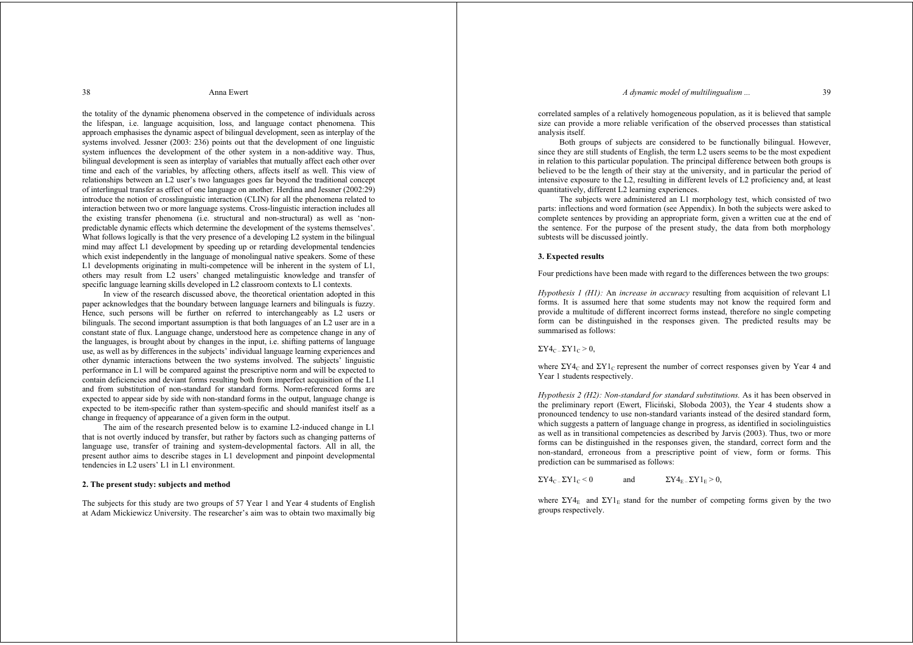the totality of the dynamic phenomena observed in the competence of individuals across the lifespan, i.e. language acquisition, loss, and language contact phenomena. This approach emphasises the dynamic aspect of bilingual development, seen as interplay of the systems involved. Jessner (2003: 236) points out that the development of one linguistic system influences the development of the other system in a non-additive way. Thus, bilingual development is seen as interplay of variables that mutually affect each other over time and each of the variables, by affecting others, affects itself as well. This view of relationships between an L2 user's two languages goes far beyond the traditional concept of interlingual transfer as effect of one language on another. Herdina and Jessner (2002:29) introduce the notion of crosslinguistic interaction (CLIN) for all the phenomena related to interaction between two or more language systems. Cross-linguistic interaction includes all the existing transfer phenomena (i.e. structural and non-structural) as well as 'non-predictable dynamic effects which determine the development of the systems themselves'. What follows logically is that the very presence of a developing L2 system in the bilingual mind may affect L1 development by speeding up or retarding developmental tendencies which exist independently in the language of monolingual native speakers. Some of these L1 developments originating in multi-competence will be inherent in the system of L1, others may result from L2 users' changed metalinguistic knowledge and transfer of specific language learning skills developed in L2 classroom contexts to L1 contexts.

In view of the research discussed above, the theoretical orientation adopted in this paper acknowledges that the boundary between language learners and bilinguals is fuzzy. Hence, such persons will be further on referred to interchangeably as L2 users or bilinguals. The second important assumption is that both languages of an L2 user are in a constant state of flux. Language change, understood here as competence change in any of the languages, is brought about by changes in the input, i.e. shifting patterns of language use, as well as by differences in the subjects' individual language learning experiences and other dynamic interactions between the two systems involved. The subjects' linguistic performance in L1 will be compared against the prescriptive norm and will be expected to contain deficiencies and deviant forms resulting both from imperfect acquisition of the L1 and from substitution of non-standard for standard forms. Norm-referenced forms are expected to appear side by side with non-standard forms in the output, language change is expected to be item-specific rather than system-specific and should manifest itself as a change in frequency of appearance of a given form in the output.

The aim of the research presented below is to examine L2-induced change in L1 that is not overtly induced by transfer, but rather by factors such as changing patterns of language use, transfer of training and system-developmental factors. All in all, the present author aims to describe stages in L1 development and pinpoint developmental tendencies in L2 users' L1 in L1 environment.

## 2. The present study: subjects and method

The subjects for this study are two groups of 57 Year 1 and Year 4 students of English at Adam Mickiewicz University. The researcher's aim was to obtain two maximally big correlated samples of a relatively homogeneous population, as it is believed that sample size can provide a more reliable verification of the observed processes than statistical analysis itself.

Both groups of subjects are considered to be functionally bilingual. However, since they are still students of English, the term L2 users seems to be the most expedient in relation to this particular population. The principal difference between both groups is believed to be the length of their stay at the university, and in particular the period of intensive exposure to the L2, resulting in different levels of L2 proficiency and, at least quantitatively, different L2 learning experiences.

The subjects were administered an L1 morphology test, which consisted of two parts: inflections and word formation (see Appendix). In both the subjects were asked to complete sentences by providing an appropriate form, given a written cue at the end of the sentence. For the purpose of the present study, the data from both morphology subtests will be discussed jointly.

## 3. Expected results

Four predictions have been made with regard to the differences between the two groups:

*Hypothesis 1 (H1):* An *increase in accuracy* resulting from acquisition of relevant L1 forms. It is assumed here that some students may not know the required form and provide a multitude of different incorrect forms instead, therefore no single competing form can be distinguished in the responses given. The predicted results may be summarised as follows:

$\Sigma Y4_C - \Sigma Y1_C > 0$,

where $\Sigma Y4_C$ and $\Sigma Y1_C$ represent the number of correct responses given by Year 4 and Year 1 students respectively.

*Hypothesis 2 (H2): Non-standard for standard substitutions.* As it has been observed in the preliminary report (Ewert, Fliciński, Słoboda 2003), the Year 4 students show a pronounced tendency to use non-standard variants instead of the desired standard form, which suggests a pattern of language change in progress, as identified in sociolinguistics as well as in transitional competencies as described by Jarvis (2003). Thus, two or more forms can be distinguished in the responses given, the standard, correct form and the non-standard, erroneous from a prescriptive point of view, form or forms. This prediction can be summarised as follows:

$\Sigma Y4_C - \Sigma Y1_C < 0$ and $\Sigma Y4_E - \Sigma Y1_E > 0$,

where $\Sigma Y4_E$ and $\Sigma Y1_E$ stand for the number of competing forms given by the two groups respectively.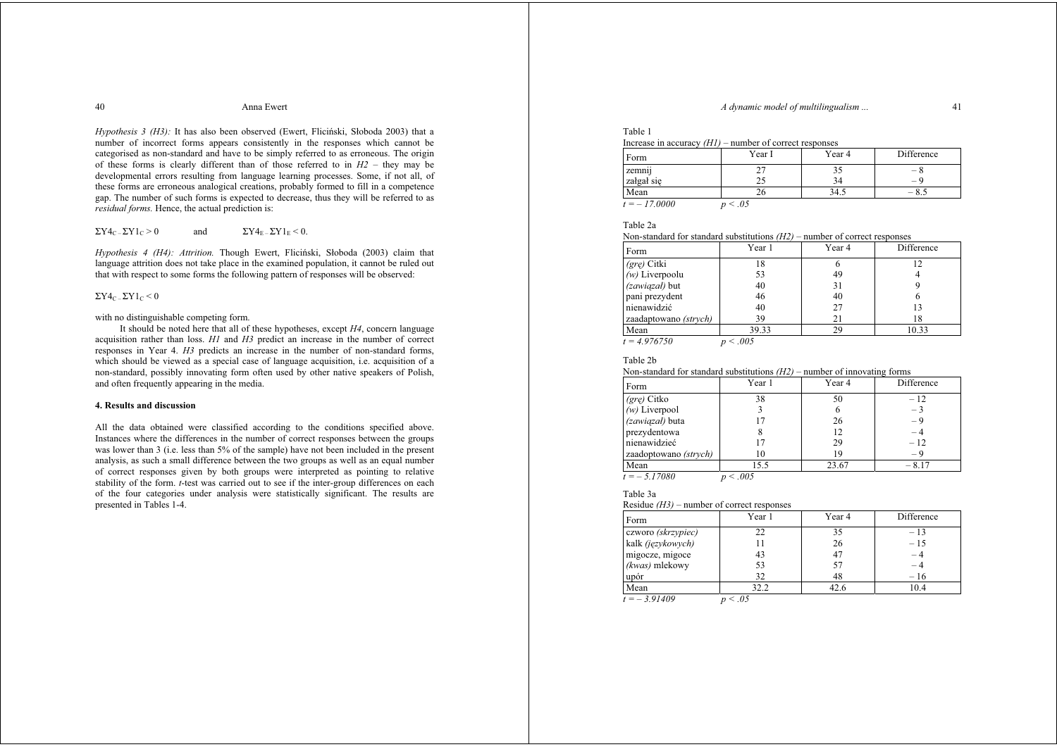*Hypothesis 3 (H3):* It has also been observed (Ewert, Fliciński, Słoboda 2003) that a number of incorrect forms appears consistently in the responses which cannot be categorised as non-standard and have to be simply referred to as erroneous. The origin of these forms is clearly different than of those referred to in *H2* – they may be developmental errors resulting from language learning processes. Some, if not all, of these forms are erroneous analogical creations, probably formed to fill in a competence gap. The number of such forms is expected to decrease, thus they will be referred to as *residual forms.* Hence, the actual prediction is:

$\Sigma Y4_C - \Sigma Y1_C > 0$ and $\Sigma Y4_E - \Sigma Y1_E < 0$.

*Hypothesis 4 (H4): Attrition.* Though Ewert, Fliciński, Słoboda (2003) claim that language attrition does not take place in the examined population, it cannot be ruled out that with respect to some forms the following pattern of responses will be observed:

$\Sigma Y4_C - \Sigma Y1_C < 0$

with no distinguishable competing form.

It should be noted here that all of these hypotheses, except *H4*, concern language acquisition rather than loss. *H1* and *H3* predict an increase in the number of correct responses in Year 4. *H3* predicts an increase in the number of non-standard forms, which should be viewed as a special case of language acquisition, i.e. acquisition of a non-standard, possibly innovating form often used by other native speakers of Polish, and often frequently appearing in the media.

## 4. Results and discussion

All the data obtained were classified according to the conditions specified above. Instances where the differences in the number of correct responses between the groups was lower than 3 (i.e. less than 5% of the sample) have not been included in the present analysis, as such a small difference between the two groups as well as an equal number of correct responses given by both groups were interpreted as pointing to relative stability of the form. *t*-test was carried out to see if the inter-group differences on each of the four categories under analysis were statistically significant. The results are presented in Tables 1-4.

Table 1
Increase in accuracy *(H1)* – number of correct responses

| Form | Year I | Year 4 | Difference |
|---|---|---|---|
| zemnij | 27 | 35 | – 8 |
| załgał się | 25 | 34 | – 9 |
| Mean | 26 | 34.5 | – 8.5 |

*t = – 17.0000* *p < .05*

Table 2a
Non-standard for standard substitutions *(H2)* – number of correct responses

| Form | Year 1 | Year 4 | Difference |
|---|---|---|---|
| *(grę)* Citki | 18 | 6 | 12 |
| *(w)* Liverpoolu | 53 | 49 | 4 |
| *(zawiązał)* but | 40 | 31 | 9 |
| pani prezydent | 46 | 40 | 6 |
| nienawidzić | 40 | 27 | 13 |
| zaadaptowano *(strych)* | 39 | 21 | 18 |
| Mean | 39.33 | 29 | 10.33 |

*t = 4.976750* *p < .005*

Table 2b
Non-standard for standard substitutions *(H2)* – number of innovating forms

| Form | Year 1 | Year 4 | Difference |
|---|---|---|---|
| *(grę)* Citko | 38 | 50 | – 12 |
| *(w)* Liverpool | 3 | 6 | – 3 |
| *(zawiązał)* buta | 17 | 26 | – 9 |
| prezydentowa | 8 | 12 | – 4 |
| nienawidzieć | 17 | 29 | – 12 |
| zaadoptowano *(strych)* | 10 | 19 | – 9 |
| Mean | 15.5 | 23.67 | – 8.17 |

*t = – 5.17080* *p < .005*

Table 3a
Residue *(H3)* – number of correct responses

| Form | Year 1 | Year 4 | Difference |
|---|---|---|---|
| czworo *(skrzypiec)* | 22 | 35 | – 13 |
| kalk *(językowych)* | 11 | 26 | – 15 |
| migocze, migoce | 43 | 47 | – 4 |
| *(kwas)* mlekowy | 53 | 57 | – 4 |
| upór | 32 | 48 | – 16 |
| Mean | 32.2 | 42.6 | 10.4 |

*t = – 3.91409* *p < .05*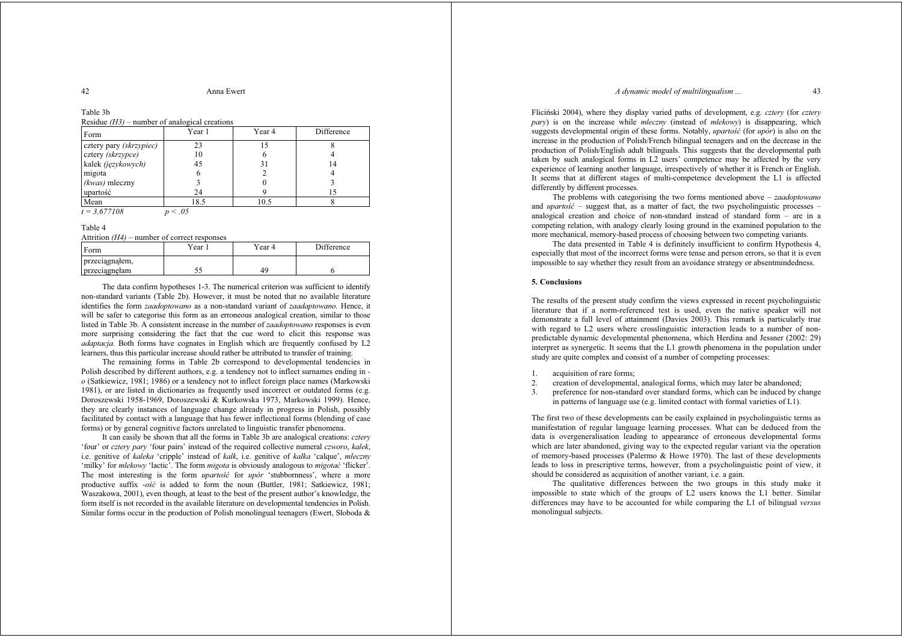Table 3b

Residue *(H3)* – number of analogical creations

| Form | Year 1 | Year 4 | Difference |
|---|---|---|---|
| cztery pary *(skrzypiec)* | 23 | 15 | 8 |
| cztery *(skrzypce)* | 10 | 6 | 4 |
| kalek *(językowych)* | 45 | 31 | 14 |
| migota | 6 | 2 | 4 |
| *(kwas)* mleczny | 3 | 0 | 3 |
| upartość | 24 | 9 | 15 |
| Mean | 18.5 | 10.5 | 8 |

$t = 3.677108$ $p < .05$

Table 4

Attrition *(H4)* – number of correct responses

| Form | Year 1 | Year 4 | Difference |
|---|---|---|---|
| przeciągnąłem, przeciągnęłam | 55 | 49 | 6 |

The data confirm hypotheses 1-3. The numerical criterion was sufficient to identify non-standard variants (Table 2b). However, it must be noted that no available literature identifies the form *zaadoptowano* as a non-standard variant of *zaadaptowano*. Hence, it will be safer to categorise this form as an erroneous analogical creation, similar to those listed in Table 3b. A consistent increase in the number of *zaadoptowano* responses is even more surprising considering the fact that the cue word to elicit this response was *adaptacja.* Both forms have cognates in English which are frequently confused by L2 learners, thus this particular increase should rather be attributed to transfer of training.

The remaining forms in Table 2b correspond to developmental tendencies in Polish described by different authors, e.g. a tendency not to inflect surnames ending in -*o* (Satkiewicz, 1981; 1986) or a tendency not to inflect foreign place names (Markowski 1981), or are listed in dictionaries as frequently used incorrect or outdated forms (e.g. Doroszewski 1958-1969, Doroszewski & Kurkowska 1973, Markowski 1999). Hence, they are clearly instances of language change already in progress in Polish, possibly facilitated by contact with a language that has fewer inflectional forms (blending of case forms) or by general cognitive factors unrelated to linguistic transfer phenomena.

It can easily be shown that all the forms in Table 3b are analogical creations: *cztery* 'four' or *cztery pary* 'four pairs' instead of the required collective numeral *czworo*, *kalek*, i.e. genitive of *kaleka* 'cripple' instead of *kalk*, i.e. genitive of *kalka* 'calque', *mleczny* 'milky' for *mlekowy* 'lactic'. The form *migota* is obviously analogous to *migotać* 'flicker'. The most interesting is the form *upartość* for *upór* 'stubbornness', where a more productive suffix -*ość* is added to form the noun (Buttler, 1981; Satkiewicz, 1981; Waszakowa, 2001), even though, at least to the best of the present author's knowledge, the form itself is not recorded in the available literature on developmental tendencies in Polish. Similar forms occur in the production of Polish monolingual teenagers (Ewert, Słoboda & Fliciński 2004), where they display varied paths of development, e.g. *cztery* (for *cztery pary*) is on the increase while *mleczny* (instead of *mlekowy*) is disappearing, which suggests developmental origin of these forms. Notably, *upartość* (for *upór*) is also on the increase in the production of Polish/French bilingual teenagers and on the decrease in the production of Polish/English adult bilinguals. This suggests that the developmental path taken by such analogical forms in L2 users' competence may be affected by the very experience of learning another language, irrespectively of whether it is French or English. It seems that at different stages of multi-competence development the L1 is affected differently by different processes.

The problems with categorising the two forms mentioned above – *zaadoptowano* and *upartość* – suggest that, as a matter of fact, the two psycholinguistic processes – analogical creation and choice of non-standard instead of standard form – are in a competing relation, with analogy clearly losing ground in the examined population to the more mechanical, memory-based process of choosing between two competing variants.

The data presented in Table 4 is definitely insufficient to confirm Hypothesis 4, especially that most of the incorrect forms were tense and person errors, so that it is even impossible to say whether they result from an avoidance strategy or absentmindedness.

## 5. Conclusions

The results of the present study confirm the views expressed in recent psycholinguistic literature that if a norm-referenced test is used, even the native speaker will not demonstrate a full level of attainment (Davies 2003). This remark is particularly true with regard to L2 users where crosslinguistic interaction leads to a number of non-predictable dynamic developmental phenomena, which Herdina and Jessner (2002: 29) interpret as synergetic. It seems that the L1 growth phenomena in the population under study are quite complex and consist of a number of competing processes:

1. acquisition of rare forms;
2. creation of developmental, analogical forms, which may later be abandoned;
3. preference for non-standard over standard forms, which can be induced by change in patterns of language use (e.g. limited contact with formal varieties of L1).

The first two of these developments can be easily explained in psycholinguistic terms as manifestation of regular language learning processes. What can be deduced from the data is overgeneralisation leading to appearance of erroneous developmental forms which are later abandoned, giving way to the expected regular variant via the operation of memory-based processes (Palermo & Howe 1970). The last of these developments leads to loss in prescriptive terms, however, from a psycholinguistic point of view, it should be considered as acquisition of another variant, i.e. a gain.

The qualitative differences between the two groups in this study make it impossible to state which of the groups of L2 users knows the L1 better. Similar differences may have to be accounted for while comparing the L1 of bilingual *versus* monolingual subjects.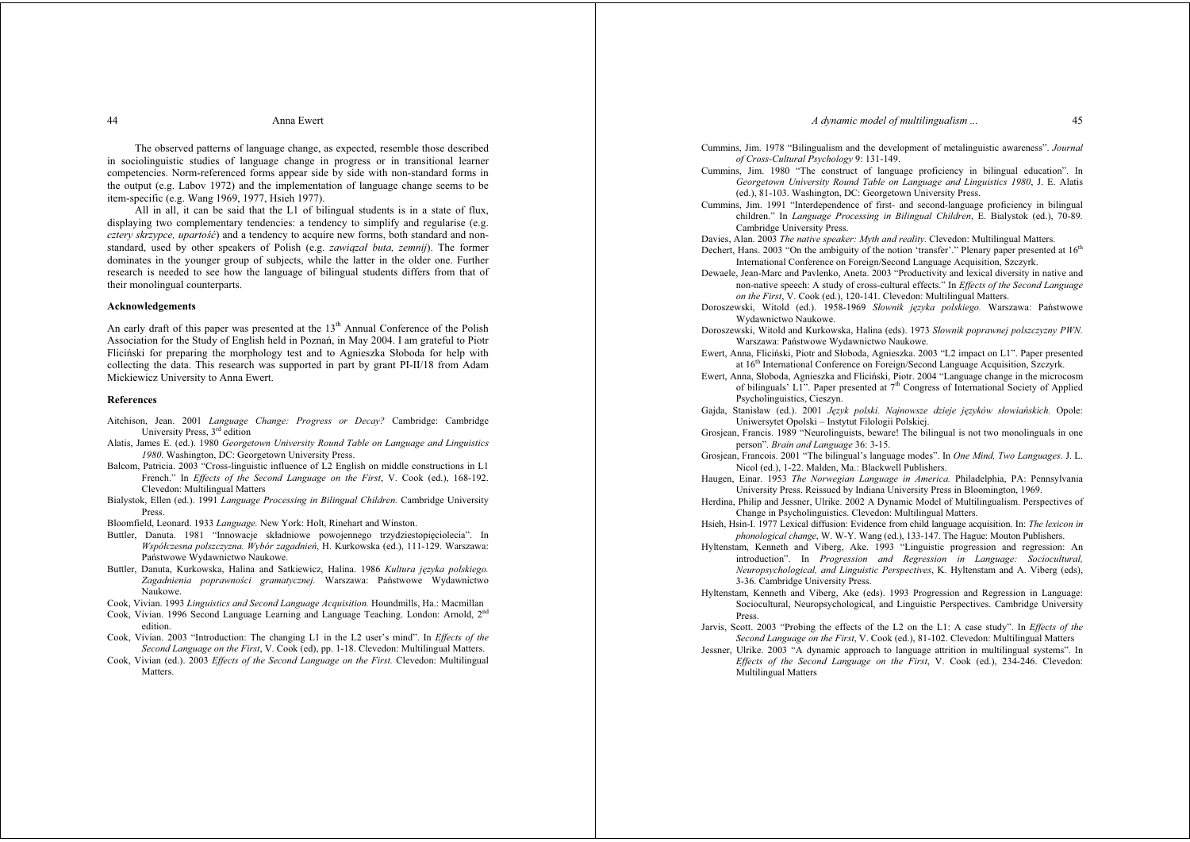The observed patterns of language change, as expected, resemble those described in sociolinguistic studies of language change in progress or in transitional learner competencies. Norm-referenced forms appear side by side with non-standard forms in the output (e.g. Labov 1972) and the implementation of language change seems to be item-specific (e.g. Wang 1969, 1977, Hsieh 1977).

All in all, it can be said that the L1 of bilingual students is in a state of flux, displaying two complementary tendencies: a tendency to simplify and regularise (e.g. *cztery skrzypce, upartość*) and a tendency to acquire new forms, both standard and non-standard, used by other speakers of Polish (e.g. *zawiązał buta, zemnij*). The former dominates in the younger group of subjects, while the latter in the older one. Further research is needed to see how the language of bilingual students differs from that of their monolingual counterparts.

### Acknowledgements

An early draft of this paper was presented at the 13th Annual Conference of the Polish Association for the Study of English held in Poznań, in May 2004. I am grateful to Piotr Fliciński for preparing the morphology test and to Agnieszka Słoboda for help with collecting the data. This research was supported in part by grant PI-II/18 from Adam Mickiewicz University to Anna Ewert.

### References

Aitchison, Jean. 2001 *Language Change: Progress or Decay?* Cambridge: Cambridge University Press, 3rd edition

Alatis, James E. (ed.). 1980 *Georgetown University Round Table on Language and Linguistics 1980*. Washington, DC: Georgetown University Press.

Balcom, Patricia. 2003 "Cross-linguistic influence of L2 English on middle constructions in L1 French." In *Effects of the Second Language on the First*, V. Cook (ed.), 168-192. Clevedon: Multilingual Matters

Bialystok, Ellen (ed.). 1991 *Language Processing in Bilingual Children.* Cambridge University Press.

Bloomfield, Leonard. 1933 *Language.* New York: Holt, Rinehart and Winston.

Buttler, Danuta. 1981 "Innowacje składniowe powojennego trzydziestopięciolecia". In *Współczesna polszczyzna. Wybór zagadnień*, H. Kurkowska (ed.), 111-129. Warszawa: Państwowe Wydawnictwo Naukowe.

Buttler, Danuta, Kurkowska, Halina and Satkiewicz, Halina. 1986 *Kultura języka polskiego. Zagadnienia poprawności gramatycznej.* Warszawa: Państwowe Wydawnictwo Naukowe.

Cook, Vivian. 1993 *Linguistics and Second Language Acquisition.* Houndmills, Ha.: Macmillan

Cook, Vivian. 1996 Second Language Learning and Language Teaching. London: Arnold, 2nd edition.

Cook, Vivian. 2003 "Introduction: The changing L1 in the L2 user's mind". In *Effects of the Second Language on the First*, V. Cook (ed), pp. 1-18. Clevedon: Multilingual Matters.

Cook, Vivian (ed.). 2003 *Effects of the Second Language on the First.* Clevedon: Multilingual Matters.

Cummins, Jim. 1978 "Bilingualism and the development of metalinguistic awareness". *Journal of Cross-Cultural Psychology* 9: 131-149.

Cummins, Jim. 1980 "The construct of language proficiency in bilingual education". In *Georgetown University Round Table on Language and Linguistics 1980*, J. E. Alatis (ed.), 81-103. Washington, DC: Georgetown University Press.

Cummins, Jim. 1991 "Interdependence of first- and second-language proficiency in bilingual children." In *Language Processing in Bilingual Children*, E. Bialystok (ed.), 70-89. Cambridge University Press.

Davies, Alan. 2003 *The native speaker: Myth and reality.* Clevedon: Multilingual Matters.

Dechert, Hans. 2003 "On the ambiguity of the notion 'transfer'." Plenary paper presented at 16th International Conference on Foreign/Second Language Acquisition, Szczyrk.

Dewaele, Jean-Marc and Pavlenko, Aneta. 2003 "Productivity and lexical diversity in native and non-native speech: A study of cross-cultural effects." In *Effects of the Second Language on the First*, V. Cook (ed.), 120-141. Clevedon: Multilingual Matters.

Doroszewski, Witold (ed.). 1958-1969 *Słownik języka polskiego.* Warszawa: Państwowe Wydawnictwo Naukowe.

Doroszewski, Witold and Kurkowska, Halina (eds). 1973 *Słownik poprawnej polszczyzny PWN.* Warszawa: Państwowe Wydawnictwo Naukowe.

Ewert, Anna, Fliciński, Piotr and Słoboda, Agnieszka. 2003 "L2 impact on L1". Paper presented at 16th International Conference on Foreign/Second Language Acquisition, Szczyrk.

Ewert, Anna, Słoboda, Agnieszka and Fliciński, Piotr. 2004 "Language change in the microcosm of bilinguals' L1". Paper presented at 7th Congress of International Society of Applied Psycholinguistics, Cieszyn.

Gajda, Stanisław (ed.). 2001 *Język polski. Najnowsze dzieje języków słowiańskich.* Opole: Uniwersytet Opolski – Instytut Filologii Polskiej.

Grosjean, Francis. 1989 "Neurolinguists, beware! The bilingual is not two monolinguals in one person". *Brain and Language* 36: 3-15.

Grosjean, Francois. 2001 "The bilingual's language modes". In *One Mind, Two Languages.* J. L. Nicol (ed.), 1-22. Malden, Ma.: Blackwell Publishers.

Haugen, Einar. 1953 *The Norwegian Language in America.* Philadelphia, PA: Pennsylvania University Press. Reissued by Indiana University Press in Bloomington, 1969.

Herdina, Philip and Jessner, Ulrike. 2002 A Dynamic Model of Multilingualism. Perspectives of Change in Psycholinguistics. Clevedon: Multilingual Matters.

Hsieh, Hsin-I. 1977 Lexical diffusion: Evidence from child language acquisition. In: *The lexicon in phonological change*, W. W-Y. Wang (ed.), 133-147. The Hague: Mouton Publishers.

Hyltenstam, Kenneth and Viberg, Ake. 1993 "Linguistic progression and regression: An introduction". In *Progression and Regression in Language: Sociocultural, Neuropsychological, and Linguistic Perspectives*, K. Hyltenstam and A. Viberg (eds), 3-36. Cambridge University Press.

Hyltenstam, Kenneth and Viberg, Ake (eds). 1993 Progression and Regression in Language: Sociocultural, Neuropsychological, and Linguistic Perspectives. Cambridge University Press.

Jarvis, Scott. 2003 "Probing the effects of the L2 on the L1: A case study". In *Effects of the Second Language on the First*, V. Cook (ed.), 81-102. Clevedon: Multilingual Matters

Jessner, Ulrike. 2003 "A dynamic approach to language attrition in multilingual systems". In *Effects of the Second Language on the First*, V. Cook (ed.), 234-246. Clevedon: Multilingual Matters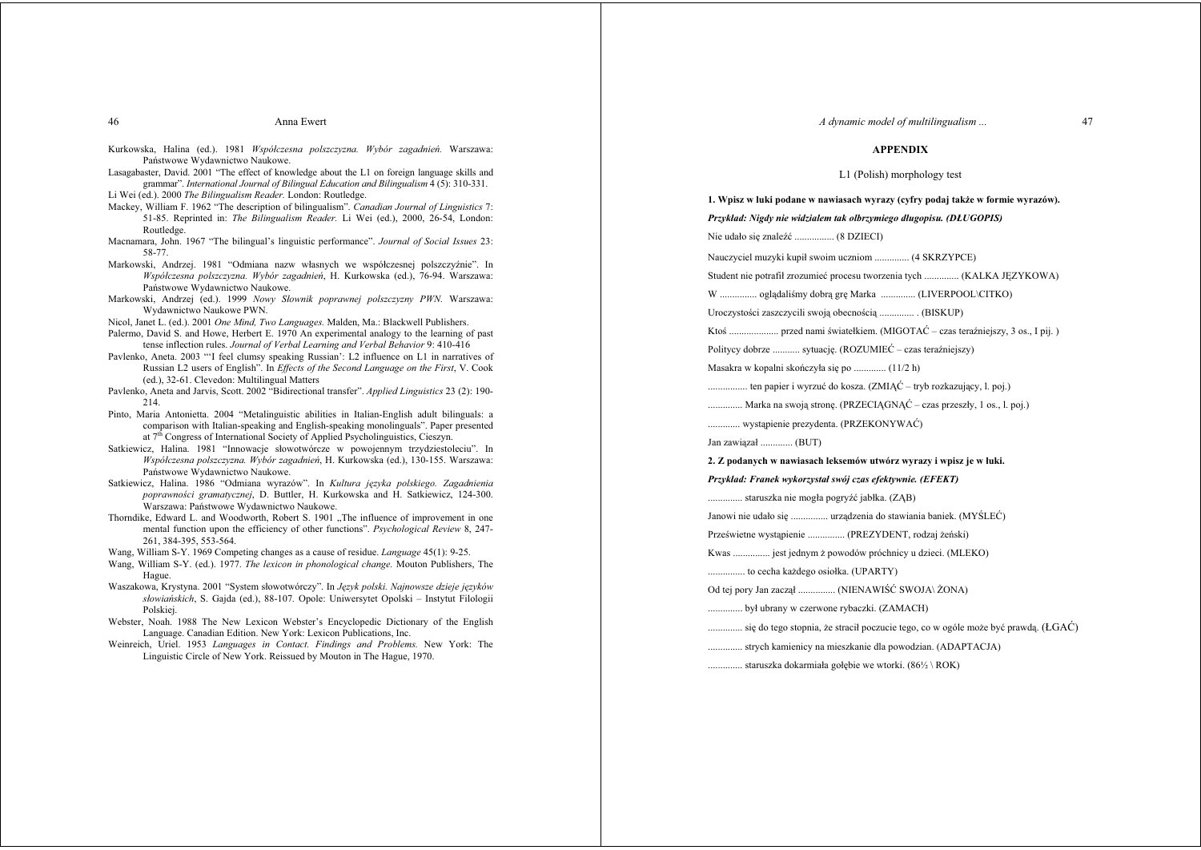Kurkowska, Halina (ed.). 1981 *Współczesna polszczyzna. Wybór zagadnień.* Warszawa: Państwowe Wydawnictwo Naukowe.

Lasagabaster, David. 2001 "The effect of knowledge about the L1 on foreign language skills and grammar". *International Journal of Bilingual Education and Bilingualism* 4 (5): 310-331.

Li Wei (ed.). 2000 *The Bilingualism Reader.* London: Routledge.

Mackey, William F. 1962 "The description of bilingualism". *Canadian Journal of Linguistics* 7: 51-85. Reprinted in: *The Bilingualism Reader.* Li Wei (ed.), 2000, 26-54, London: Routledge.

Macnamara, John. 1967 "The bilingual's linguistic performance". *Journal of Social Issues* 23: 58-77.

Markowski, Andrzej. 1981 "Odmiana nazw własnych we współczesnej polszczyźnie". In *Współczesna polszczyzna. Wybór zagadnień*, H. Kurkowska (ed.), 76-94. Warszawa: Państwowe Wydawnictwo Naukowe.

Markowski, Andrzej (ed.). 1999 *Nowy Słownik poprawnej polszczyzny PWN.* Warszawa: Wydawnictwo Naukowe PWN.

Nicol, Janet L. (ed.). 2001 *One Mind, Two Languages.* Malden, Ma.: Blackwell Publishers.

Palermo, David S. and Howe, Herbert E. 1970 An experimental analogy to the learning of past tense inflection rules. *Journal of Verbal Learning and Verbal Behavior* 9: 410-416

Pavlenko, Aneta. 2003 "'I feel clumsy speaking Russian': L2 influence on L1 in narratives of Russian L2 users of English". In *Effects of the Second Language on the First*, V. Cook (ed.), 32-61. Clevedon: Multilingual Matters

Pavlenko, Aneta and Jarvis, Scott. 2002 "Bidirectional transfer". *Applied Linguistics* 23 (2): 190-214.

Pinto, Maria Antonietta. 2004 "Metalinguistic abilities in Italian-English adult bilinguals: a comparison with Italian-speaking and English-speaking monolinguals". Paper presented at 7th Congress of International Society of Applied Psycholinguistics, Cieszyn.

Satkiewicz, Halina. 1981 "Innowacje słowotwórcze w powojennym trzydziestoleciu". In *Współczesna polszczyzna. Wybór zagadnień*, H. Kurkowska (ed.), 130-155. Warszawa: Państwowe Wydawnictwo Naukowe.

Satkiewicz, Halina. 1986 "Odmiana wyrazów". In *Kultura języka polskiego. Zagadnienia poprawności gramatycznej*, D. Buttler, H. Kurkowska and H. Satkiewicz, 124-300. Warszawa: Państwowe Wydawnictwo Naukowe.

Thorndike, Edward L. and Woodworth, Robert S. 1901 „The influence of improvement in one mental function upon the efficiency of other functions". *Psychological Review* 8, 247-261, 384-395, 553-564.

Wang, William S-Y. 1969 Competing changes as a cause of residue. *Language* 45(1): 9-25.

Wang, William S-Y. (ed.). 1977. *The lexicon in phonological change.* Mouton Publishers, The Hague.

Waszakowa, Krystyna. 2001 "System słowotwórczy". In *Język polski. Najnowsze dzieje języków słowiańskich*, S. Gajda (ed.), 88-107. Opole: Uniwersytet Opolski – Instytut Filologii Polskiej.

Webster, Noah. 1988 The New Lexicon Webster's Encyclopedic Dictionary of the English Language. Canadian Edition. New York: Lexicon Publications, Inc.

Weinreich, Uriel. 1953 *Languages in Contact. Findings and Problems.* New York: The Linguistic Circle of New York. Reissued by Mouton in The Hague, 1970.

## APPENDIX

L1 (Polish) morphology test

**1. Wpisz w luki podane w nawiasach wyrazy (cyfry podaj także w formie wyrazów).**

***Przykład: Nigdy nie widziałem tak olbrzymiego długopisu. (DŁUGOPIS)***

Nie udało się znaleźć ................ (8 DZIECI)

Nauczyciel muzyki kupił swoim uczniom .............. (4 SKRZYPCE)

Student nie potrafił zrozumieć procesu tworzenia tych .............. (KALKA JĘZYKOWA)

W ............... oglądaliśmy dobrą grę Marka .............. (LIVERPOOL\CITKO)

Uroczystości zaszczycili swoją obecnością .............. . (BISKUP)

Ktoś .................... przed nami światełkiem. (MIGOTAĆ – czas teraźniejszy, 3 os., l pij. )

Politycy dobrze ........... sytuację. (ROZUMIEĆ – czas teraźniejszy)

Masakra w kopalni skończyła się po ............. (11/2 h)

................ ten papier i wyrzuć do kosza. (ZMIĄĆ – tryb rozkazujący, l. poj.)

.............. Marka na swoją stronę. (PRZECIĄGNĄĆ – czas przeszły, 1 os., l. poj.)

............. wystąpienie prezydenta. (PRZEKONYWAĆ)

Jan zawiązał ............. (BUT)

**2. Z podanych w nawiasach leksemów utwórz wyrazy i wpisz je w luki.**

***Przykład: Franek wykorzystał swój czas efektywnie. (EFEKT)***

.............. staruszka nie mogła pogryźć jabłka. (ZĄB)

Janowi nie udało się ............... urządzenia do stawiania baniek. (MYŚLEĆ)

Prześwietne wystąpienie ............... (PREZYDENT, rodzaj żeński)

Kwas ............... jest jednym ż powodów próchnicy u dzieci. (MLEKO)

............... to cecha każdego osiołka. (UPARTY)

Od tej pory Jan zaczął ............... (NIENAWIŚĆ SWOJA\ ŻONA)

.............. był ubrany w czerwone rybaczki. (ZAMACH)

.............. się do tego stopnia, że stracił poczucie tego, co w ogóle może być prawdą. (ŁGAĆ)

.............. strych kamienicy na mieszkanie dla powodzian. (ADAPTACJA)

.............. staruszka dokarmiała gołębie we wtorki. (86½ \ ROK)